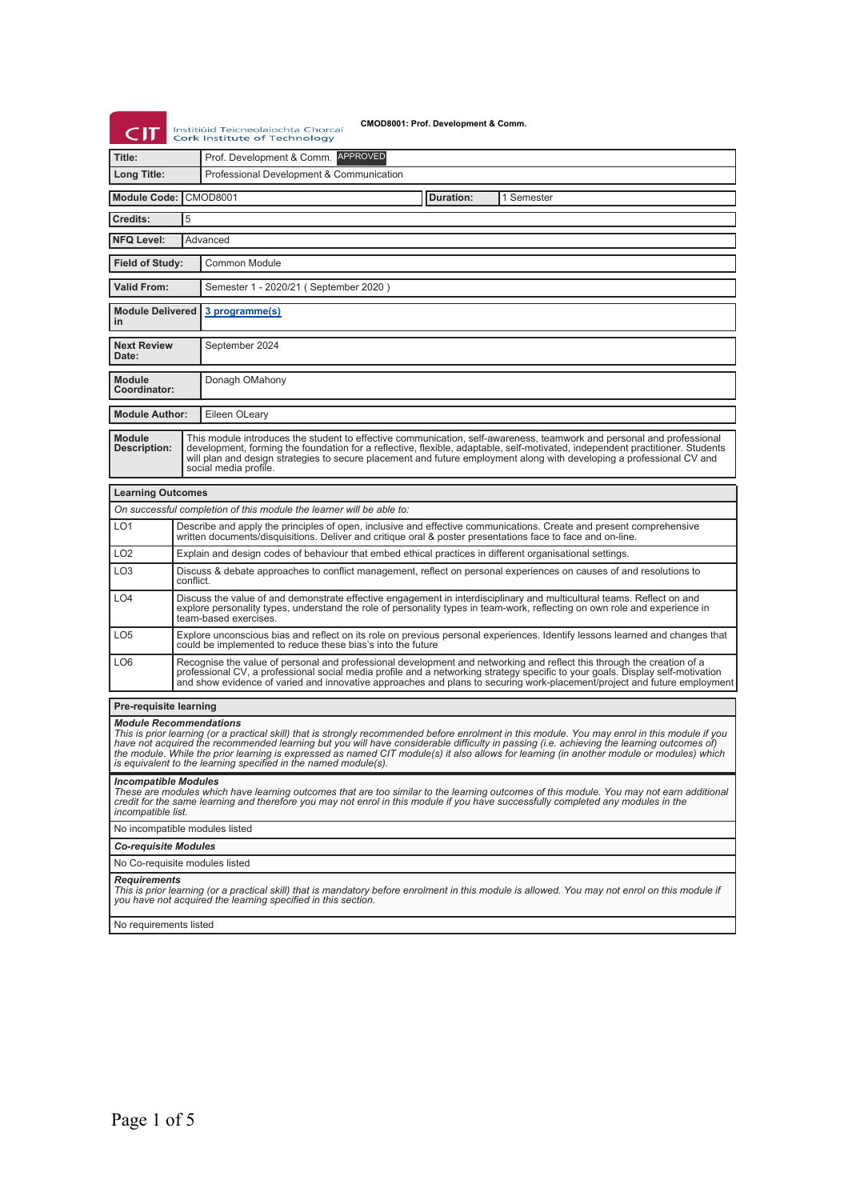Institiúid Teicneolaíochta Chorcaí
Cork Institute of Technology

**CMOD8001: Prof. Development & Comm.**

| | |
|---|---|
| **Title:** | Prof. Development & Comm. APPROVED |
| **Long Title:** | Professional Development & Communication |
| **Module Code:** | CMOD8001 |
| **Duration:** | 1 Semester |
| **Credits:** | 5 |
| **NFQ Level:** | Advanced |
| **Field of Study:** | Common Module |
| **Valid From:** | Semester 1 - 2020/21 ( September 2020 ) |
| **Module Delivered in** | 3 programme(s) |
| **Next Review Date:** | September 2024 |
| **Module Coordinator:** | Donagh OMahony |
| **Module Author:** | Eileen OLeary |
| **Module Description:** | This module introduces the student to effective communication, self-awareness, teamwork and personal and professional development, forming the foundation for a reflective, flexible, adaptable, self-motivated, independent practitioner. Students will plan and design strategies to secure placement and future employment along with developing a professional CV and social media profile. |

## Learning Outcomes

*On successful completion of this module the learner will be able to:*

| | |
|---|---|
| LO1 | Describe and apply the principles of open, inclusive and effective communications. Create and present comprehensive written documents/disquisitions. Deliver and critique oral & poster presentations face to face and on-line. |
| LO2 | Explain and design codes of behaviour that embed ethical practices in different organisational settings. |
| LO3 | Discuss & debate approaches to conflict management, reflect on personal experiences on causes of and resolutions to conflict. |
| LO4 | Discuss the value of and demonstrate effective engagement in interdisciplinary and multicultural teams. Reflect on and explore personality types, understand the role of personality types in team-work, reflecting on own role and experience in team-based exercises. |
| LO5 | Explore unconscious bias and reflect on its role on previous personal experiences. Identify lessons learned and changes that could be implemented to reduce these bias's into the future |
| LO6 | Recognise the value of personal and professional development and networking and reflect this through the creation of a professional CV, a professional social media profile and a networking strategy specific to your goals. Display self-motivation and show evidence of varied and innovative approaches and plans to securing work-placement/project and future employment |

## Pre-requisite learning

***Module Recommendations***

*This is prior learning (or a practical skill) that is strongly recommended before enrolment in this module. You may enrol in this module if you have not acquired the recommended learning but you will have considerable difficulty in passing (i.e. achieving the learning outcomes of) the module. While the prior learning is expressed as named CIT module(s) it also allows for learning (in another module or modules) which is equivalent to the learning specified in the named module(s).*

***Incompatible Modules***

*These are modules which have learning outcomes that are too similar to the learning outcomes of this module. You may not earn additional credit for the same learning and therefore you may not enrol in this module if you have successfully completed any modules in the incompatible list.*

No incompatible modules listed

***Co-requisite Modules***

No Co-requisite modules listed

***Requirements***

*This is prior learning (or a practical skill) that is mandatory before enrolment in this module is allowed. You may not enrol on this module if you have not acquired the learning specified in this section.*

No requirements listed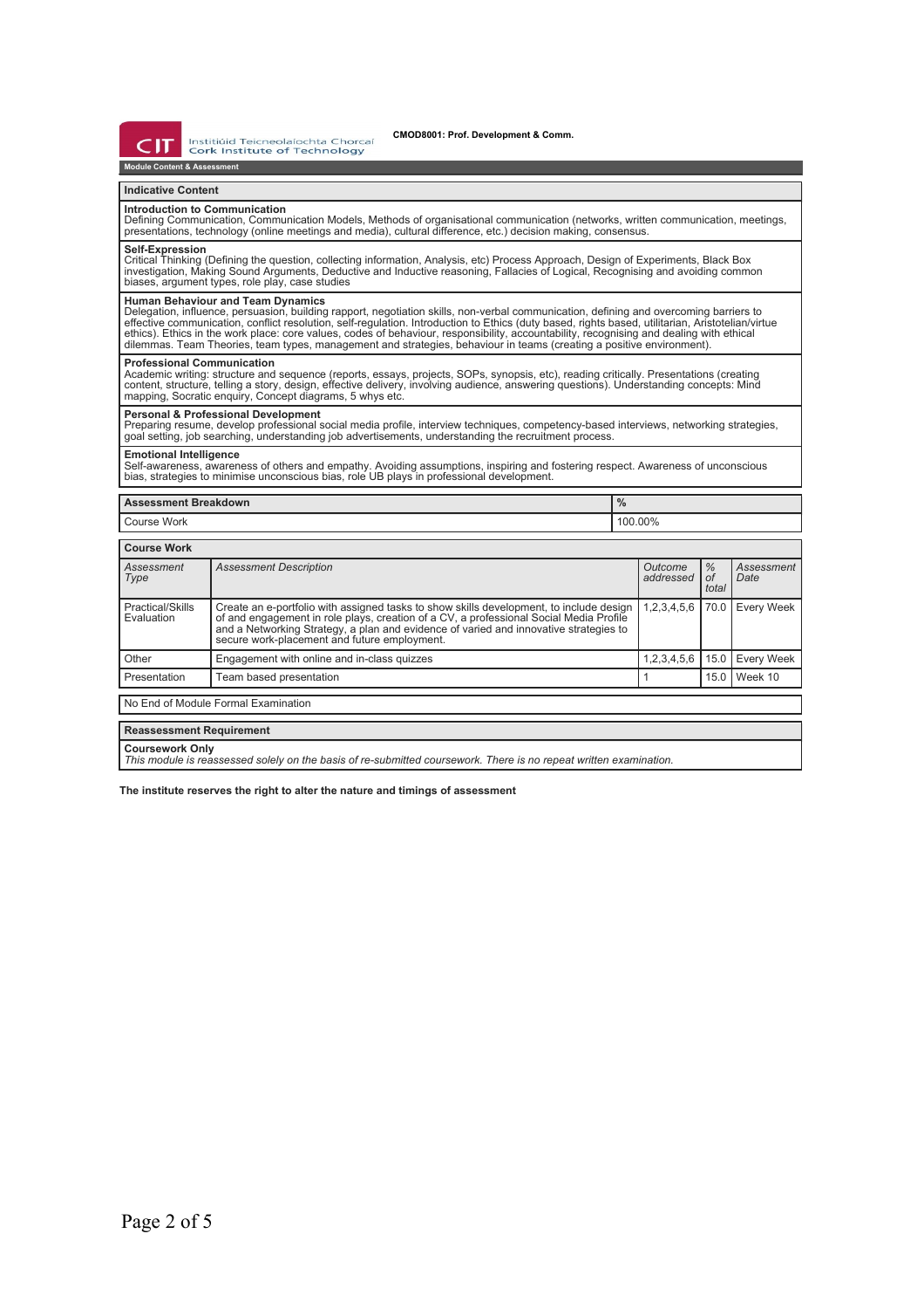CMOD8001: Prof. Development & Comm.

**Module Content & Assessment**

## Indicative Content

**Introduction to Communication**
Defining Communication, Communication Models, Methods of organisational communication (networks, written communication, meetings, presentations, technology (online meetings and media), cultural difference, etc.) decision making, consensus.

**Self-Expression**
Critical Thinking (Defining the question, collecting information, Analysis, etc) Process Approach, Design of Experiments, Black Box investigation, Making Sound Arguments, Deductive and Inductive reasoning, Fallacies of Logical, Recognising and avoiding common biases, argument types, role play, case studies

**Human Behaviour and Team Dynamics**
Delegation, influence, persuasion, building rapport, negotiation skills, non-verbal communication, defining and overcoming barriers to effective communication, conflict resolution, self-regulation. Introduction to Ethics (duty based, rights based, utilitarian, Aristotelian/virtue ethics). Ethics in the work place: core values, codes of behaviour, responsibility, accountability, recognising and dealing with ethical dilemmas. Team Theories, team types, management and strategies, behaviour in teams (creating a positive environment).

**Professional Communication**
Academic writing: structure and sequence (reports, essays, projects, SOPs, synopsis, etc), reading critically. Presentations (creating content, structure, telling a story, design, effective delivery, involving audience, answering questions). Understanding concepts: Mind mapping, Socratic enquiry, Concept diagrams, 5 whys etc.

**Personal & Professional Development**
Preparing resume, develop professional social media profile, interview techniques, competency-based interviews, networking strategies, goal setting, job searching, understanding job advertisements, understanding the recruitment process.

**Emotional Intelligence**
Self-awareness, awareness of others and empathy. Avoiding assumptions, inspiring and fostering respect. Awareness of unconscious bias, strategies to minimise unconscious bias, role UB plays in professional development.

| Assessment Breakdown | % |
|---|---|
| Course Work | 100.00% |

## Course Work

| *Assessment Type* | *Assessment Description* | *Outcome addressed* | *% of total* | *Assessment Date* |
|---|---|---|---|---|
| Practical/Skills Evaluation | Create an e-portfolio with assigned tasks to show skills development, to include design of and engagement in role plays, creation of a CV, a professional Social Media Profile and a Networking Strategy, a plan and evidence of varied and innovative strategies to secure work-placement and future employment. | 1,2,3,4,5,6 | 70.0 | Every Week |
| Other | Engagement with online and in-class quizzes | 1,2,3,4,5,6 | 15.0 | Every Week |
| Presentation | Team based presentation | 1 | 15.0 | Week 10 |

No End of Module Formal Examination

## Reassessment Requirement

**Coursework Only**
*This module is reassessed solely on the basis of re-submitted coursework. There is no repeat written examination.*

**The institute reserves the right to alter the nature and timings of assessment**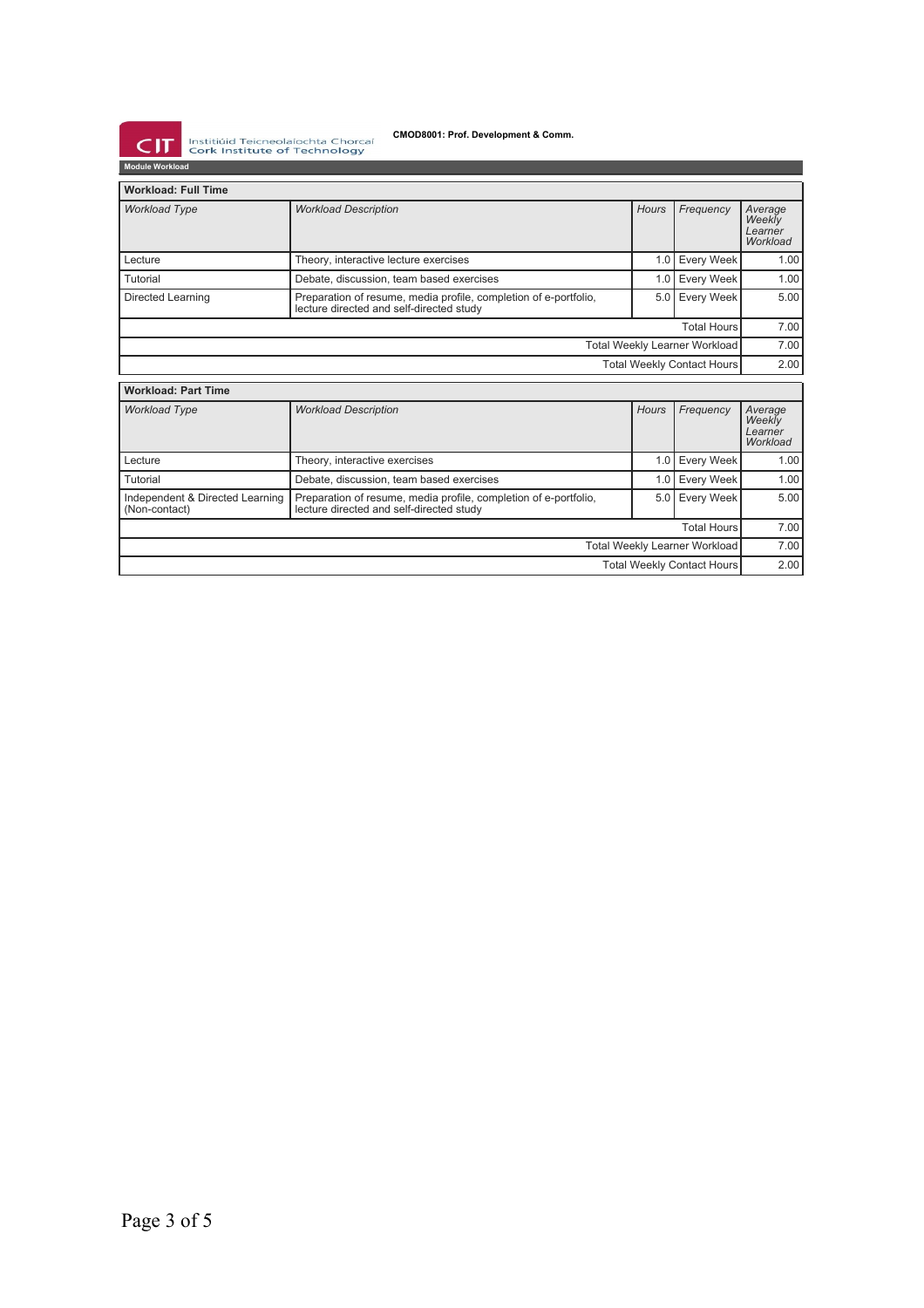CMOD8001: Prof. Development & Comm.

**Module Workload**

**Workload: Full Time**

| *Workload Type* | *Workload Description* | *Hours* | *Frequency* | *Average Weekly Learner Workload* |
|---|---|---|---|---|
| Lecture | Theory, interactive lecture exercises | 1.0 | Every Week | 1.00 |
| Tutorial | Debate, discussion, team based exercises | 1.0 | Every Week | 1.00 |
| Directed Learning | Preparation of resume, media profile, completion of e-portfolio, lecture directed and self-directed study | 5.0 | Every Week | 5.00 |
| | | | Total Hours | 7.00 |
| | | | Total Weekly Learner Workload | 7.00 |
| | | | Total Weekly Contact Hours | 2.00 |

**Workload: Part Time**

| *Workload Type* | *Workload Description* | *Hours* | *Frequency* | *Average Weekly Learner Workload* |
|---|---|---|---|---|
| Lecture | Theory, interactive exercises | 1.0 | Every Week | 1.00 |
| Tutorial | Debate, discussion, team based exercises | 1.0 | Every Week | 1.00 |
| Independent & Directed Learning (Non-contact) | Preparation of resume, media profile, completion of e-portfolio, lecture directed and self-directed study | 5.0 | Every Week | 5.00 |
| | | | Total Hours | 7.00 |
| | | | Total Weekly Learner Workload | 7.00 |
| | | | Total Weekly Contact Hours | 2.00 |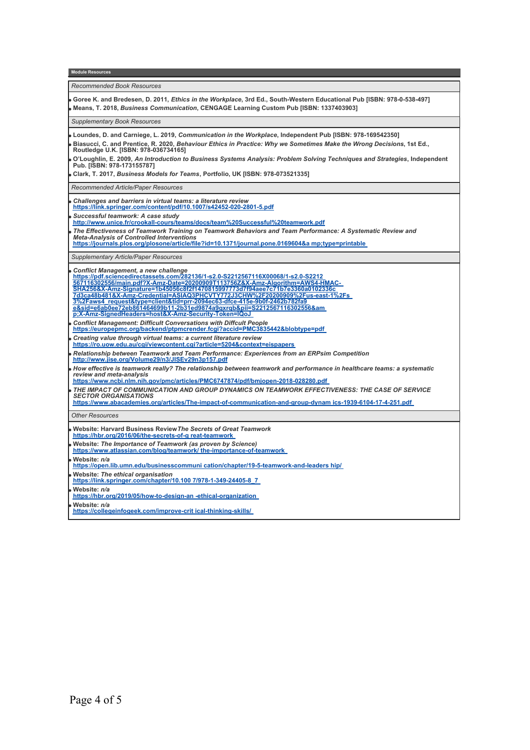## Module Resources

*Recommended Book Resources*

- **Goree K. and Bredesen, D. 2011, *Ethics in the Workplace*, 3rd Ed., South-Western Educational Pub [ISBN: 978-0-538-497]**
- **Means, T. 2018, *Business Communication*, CENGAGE Learning Custom Pub [ISBN: 1337403903]**

*Supplementary Book Resources*

- **Loundes, D. and Carniege, L. 2019, *Communication in the Workplace*, Independent Pub [ISBN: 978-169542350]**
- **Biasucci, C. and Prentice, R. 2020, *Behaviour Ethics in Practice: Why we Sometimes Make the Wrong Decisions*, 1st Ed., Routledge U.K. [ISBN: 978-036734165]**
- **O'Loughlin, E. 2009, *An Introduction to Business Systems Analysis: Problem Solving Techniques and Strategies*, Independent Pub. [ISBN: 978-173155787]**
- **Clark, T. 2017, *Business Models for Teams*, Portfolio, UK [ISBN: 978-073521335]**

*Recommended Article/Paper Resources*

- ***Challenges and barriers in virtual teams: a literature review***
  https://link.springer.com/content/pdf/10.1007/s42452-020-2801-5.pdf
- ***Successful teamwork: A case study***
  http://www.unice.fr/crookall-cours/teams/docs/team%20Successful%20teamwork.pdf
- ***The Effectiveness of Teamwork Training on Teamwork Behaviors and Team Performance: A Systematic Review and Meta-Analysis of Controlled Interventions***
  https://journals.plos.org/plosone/article/file?id=10.1371/journal.pone.0169604&a mp;type=printable

*Supplementary Article/Paper Resources*

- ***Conflict Management, a new challenge***
  https://pdf.sciencedirectassets.com/282136/1-s2.0-S2212567116X00068/1-s2.0-S2212567116302556/main.pdf?X-Amz-Date=20200909T113756Z&X-Amz-Algorithm=AWS4-HMAC-SHA256&X-Amz-Signature=1b45056c8f2f1470815997773d7f94aee7c71b7e3360a0102336c7d3ca48b481&X-Amz-Credential=ASIAQ3PHCVTY772J3CHW%2F20200909%2Fus-east-1%2Fs3%2Faws4_request&type=client&tid=prr-2094ec63-dfce-415e-9b0f-2462b782fa9e&sid=e6ab0ee72eb861464699b11-2b31ed9874a9gxrqb&pii=S2212567116302556&am p;X-Amz-SignedHeaders=host&X-Amz-Security-Token=IQoJ
- ***Conflict Management: Difficult Conversations with Diffcult People***
  https://europepmc.org/backend/ptpmcrender.fcgi?accid=PMC3835442&blobtype=pdf
- ***Creating value through virtual teams: a current literature review***
  https://ro.uow.edu.au/cgi/viewcontent.cgi?article=5204&context=eispapers
- ***Relationship between Teamwork and Team Performance: Experiences from an ERPsim Competition***
  http://www.jise.org/Volume29/n3/JISEv29n3p157.pdf
- ***How effective is teamwork really? The relationship between teamwork and performance in healthcare teams: a systematic review and meta-analysis***
  https://www.ncbi.nlm.nih.gov/pmc/articles/PMC6747874/pdf/bmjopen-2018-028280.pdf
- ***THE IMPACT OF COMMUNICATION AND GROUP DYNAMICS ON TEAMWORK EFFECTIVENESS: THE CASE OF SERVICE SECTOR ORGANISATIONS***
  https://www.abacademies.org/articles/The-impact-of-communication-and-group-dynam ics-1939-6104-17-4-251.pdf

*Other Resources*

- **Website: Harvard Business Review *The Secrets of Great Teamwork***
  https://hbr.org/2016/06/the-secrets-of-g reat-teamwork
- **Website: *The Importance of Teamwork (as proven by Science)***
  https://www.atlassian.com/blog/teamwork/ the-importance-of-teamwork
- **Website: *n/a***
  https://open.lib.umn.edu/businesscommuni cation/chapter/19-5-teamwork-and-leaders hip/
- **Website: *The ethical organisation***
  https://link.springer.com/chapter/10.100 7/978-1-349-24405-8_7
- **Website: *n/a***
  https://hbr.org/2019/05/how-to-design-an -ethical-organization
- **Website: *n/a***
  https://collegeinfogeek.com/improve-crit ical-thinking-skills/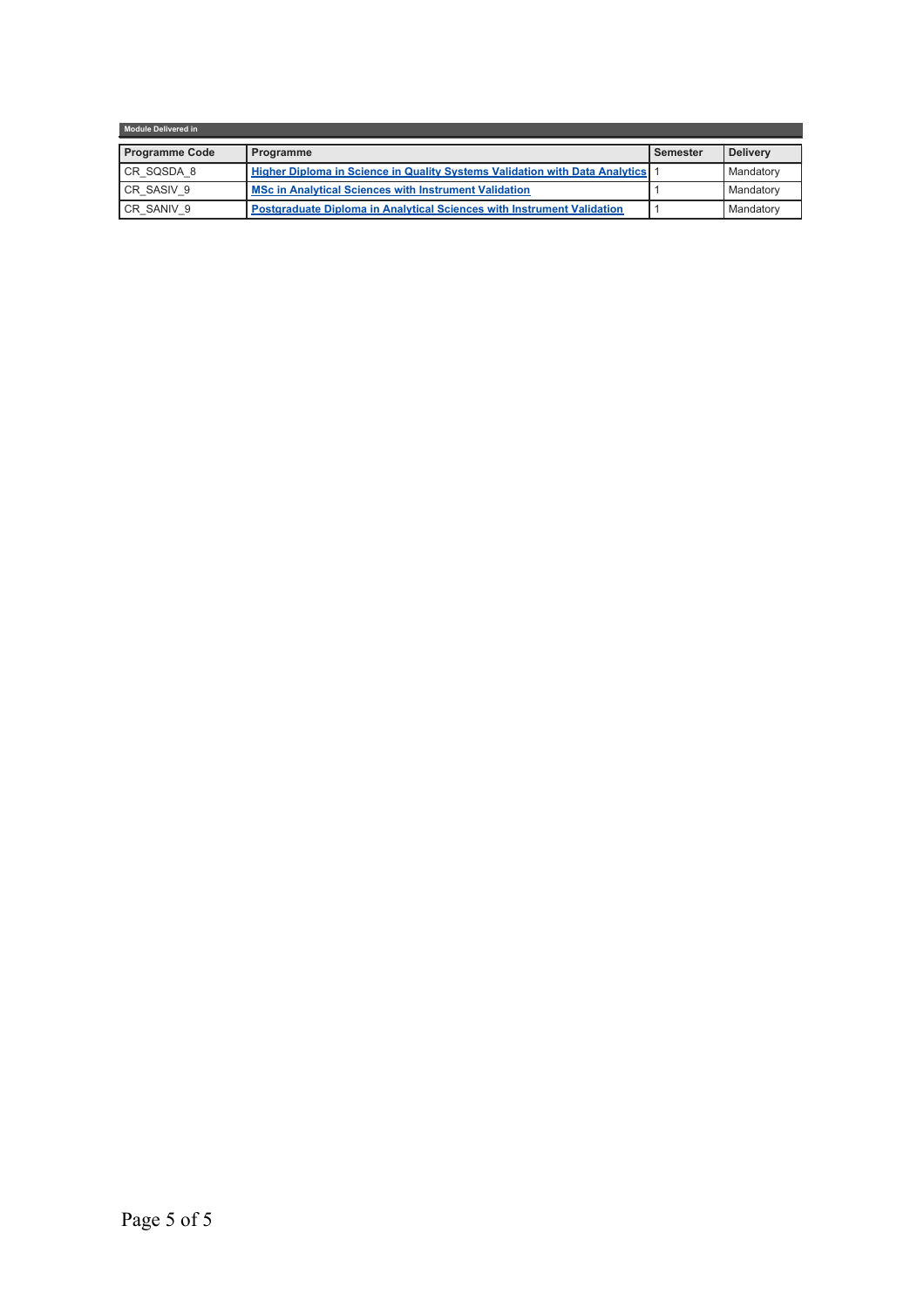#### Module Delivered in

| Programme Code | Programme | Semester | Delivery |
|---|---|---|---|
| CR_SQSDA_8 | **Higher Diploma in Science in Quality Systems Validation with Data Analytics** | 1 | Mandatory |
| CR_SASIV_9 | **MSc in Analytical Sciences with Instrument Validation** | 1 | Mandatory |
| CR_SANIV_9 | **Postgraduate Diploma in Analytical Sciences with Instrument Validation** | 1 | Mandatory |